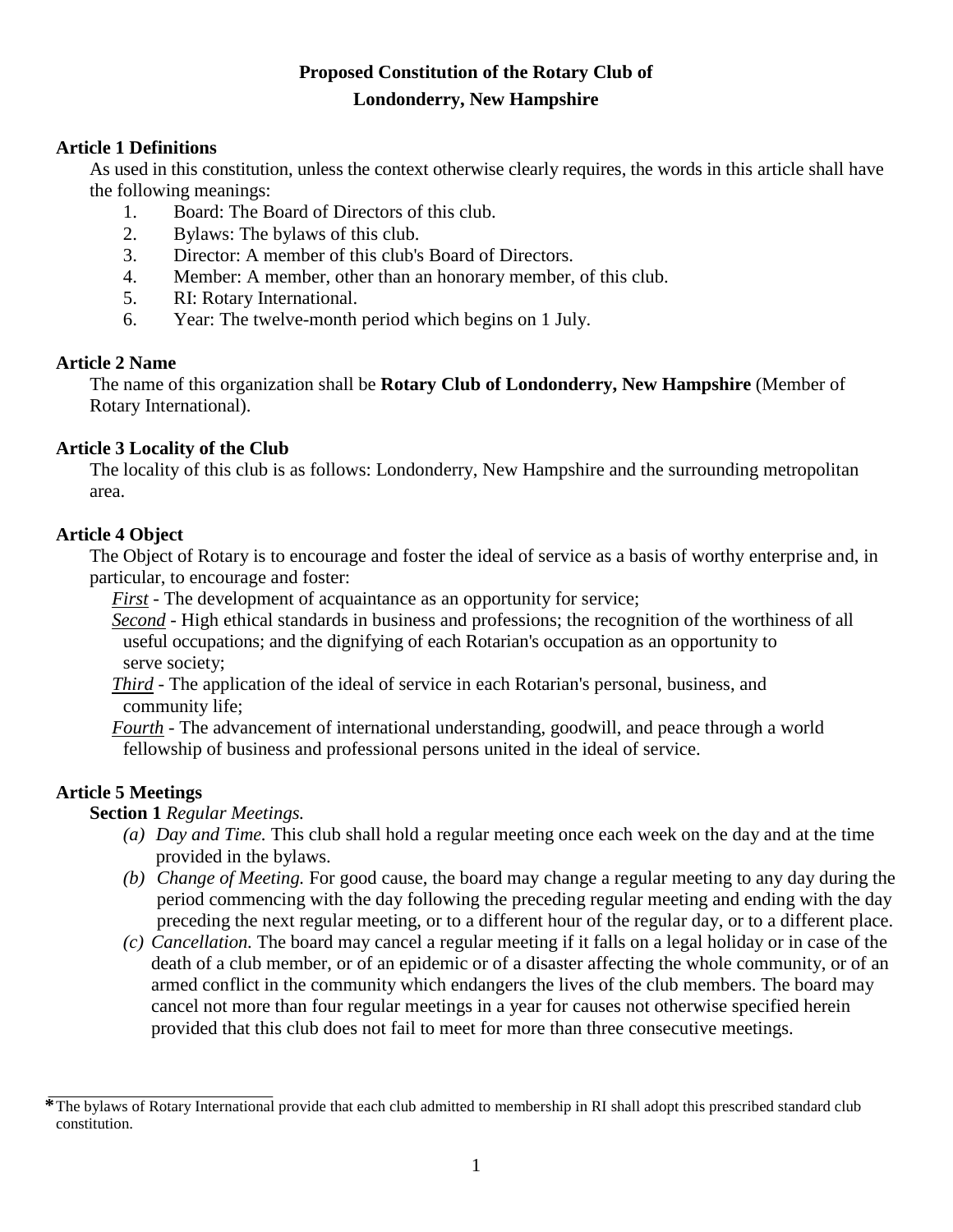# Proposed Constitution of the Rotary Club of Londonderry, New Hampshire

## Article 1 Definitions

As used in this constitution, unless the context otherwise clearly requires, the words in this article shall have the following meanings:

1. Board: The Board of Directors of this club.
2. Bylaws: The bylaws of this club.
3. Director: A member of this club's Board of Directors.
4. Member: A member, other than an honorary member, of this club.
5. RI: Rotary International.
6. Year: The twelve-month period which begins on 1 July.

## Article 2 Name

The name of this organization shall be **Rotary Club of Londonderry, New Hampshire** (Member of Rotary International).

## Article 3 Locality of the Club

The locality of this club is as follows: Londonderry, New Hampshire and the surrounding metropolitan area.

## Article 4 Object

The Object of Rotary is to encourage and foster the ideal of service as a basis of worthy enterprise and, in particular, to encourage and foster:

*First* - The development of acquaintance as an opportunity for service;

*Second* - High ethical standards in business and professions; the recognition of the worthiness of all useful occupations; and the dignifying of each Rotarian's occupation as an opportunity to serve society;

*Third* - The application of the ideal of service in each Rotarian's personal, business, and community life;

*Fourth* - The advancement of international understanding, goodwill, and peace through a world fellowship of business and professional persons united in the ideal of service.

## Article 5 Meetings

**Section 1** *Regular Meetings.*

(a) *Day and Time.* This club shall hold a regular meeting once each week on the day and at the time provided in the bylaws.

(b) *Change of Meeting.* For good cause, the board may change a regular meeting to any day during the period commencing with the day following the preceding regular meeting and ending with the day preceding the next regular meeting, or to a different hour of the regular day, or to a different place.

(c) *Cancellation.* The board may cancel a regular meeting if it falls on a legal holiday or in case of the death of a club member, or of an epidemic or of a disaster affecting the whole community, or of an armed conflict in the community which endangers the lives of the club members. The board may cancel not more than four regular meetings in a year for causes not otherwise specified herein provided that this club does not fail to meet for more than three consecutive meetings.

---

* The bylaws of Rotary International provide that each club admitted to membership in RI shall adopt this prescribed standard club constitution.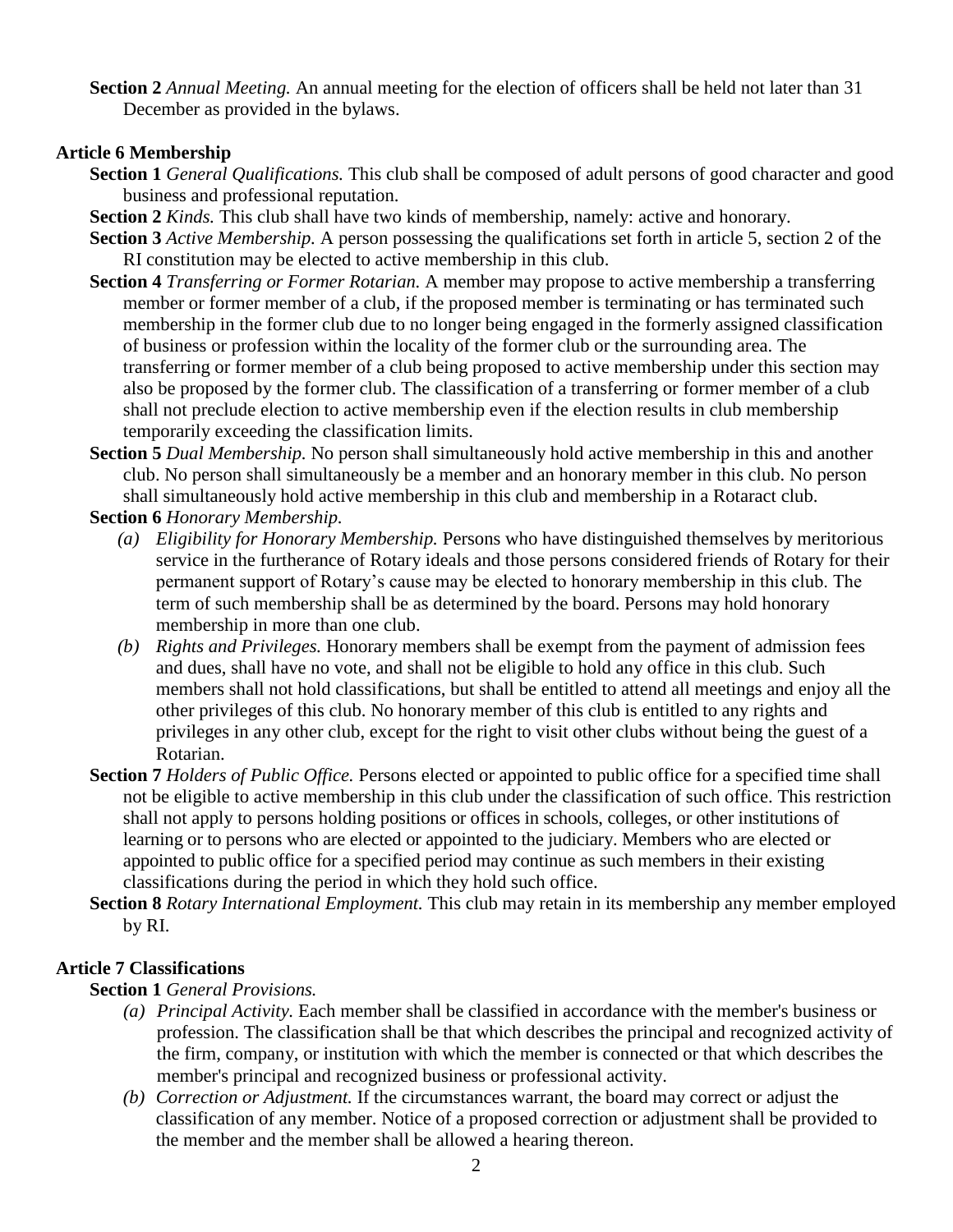**Section 2** *Annual Meeting.* An annual meeting for the election of officers shall be held not later than 31 December as provided in the bylaws.

## Article 6 Membership

**Section 1** *General Qualifications.* This club shall be composed of adult persons of good character and good business and professional reputation.

**Section 2** *Kinds.* This club shall have two kinds of membership, namely: active and honorary.

**Section 3** *Active Membership.* A person possessing the qualifications set forth in article 5, section 2 of the RI constitution may be elected to active membership in this club.

**Section 4** *Transferring or Former Rotarian.* A member may propose to active membership a transferring member or former member of a club, if the proposed member is terminating or has terminated such membership in the former club due to no longer being engaged in the formerly assigned classification of business or profession within the locality of the former club or the surrounding area. The transferring or former member of a club being proposed to active membership under this section may also be proposed by the former club. The classification of a transferring or former member of a club shall not preclude election to active membership even if the election results in club membership temporarily exceeding the classification limits.

**Section 5** *Dual Membership.* No person shall simultaneously hold active membership in this and another club. No person shall simultaneously be a member and an honorary member in this club. No person shall simultaneously hold active membership in this club and membership in a Rotaract club.

**Section 6** *Honorary Membership.*

*(a) Eligibility for Honorary Membership.* Persons who have distinguished themselves by meritorious service in the furtherance of Rotary ideals and those persons considered friends of Rotary for their permanent support of Rotary's cause may be elected to honorary membership in this club. The term of such membership shall be as determined by the board. Persons may hold honorary membership in more than one club.

*(b) Rights and Privileges.* Honorary members shall be exempt from the payment of admission fees and dues, shall have no vote, and shall not be eligible to hold any office in this club. Such members shall not hold classifications, but shall be entitled to attend all meetings and enjoy all the other privileges of this club. No honorary member of this club is entitled to any rights and privileges in any other club, except for the right to visit other clubs without being the guest of a Rotarian.

**Section 7** *Holders of Public Office.* Persons elected or appointed to public office for a specified time shall not be eligible to active membership in this club under the classification of such office. This restriction shall not apply to persons holding positions or offices in schools, colleges, or other institutions of learning or to persons who are elected or appointed to the judiciary. Members who are elected or appointed to public office for a specified period may continue as such members in their existing classifications during the period in which they hold such office.

**Section 8** *Rotary International Employment.* This club may retain in its membership any member employed by RI.

## Article 7 Classifications

**Section 1** *General Provisions.*

*(a) Principal Activity.* Each member shall be classified in accordance with the member's business or profession. The classification shall be that which describes the principal and recognized activity of the firm, company, or institution with which the member is connected or that which describes the member's principal and recognized business or professional activity.

*(b) Correction or Adjustment.* If the circumstances warrant, the board may correct or adjust the classification of any member. Notice of a proposed correction or adjustment shall be provided to the member and the member shall be allowed a hearing thereon.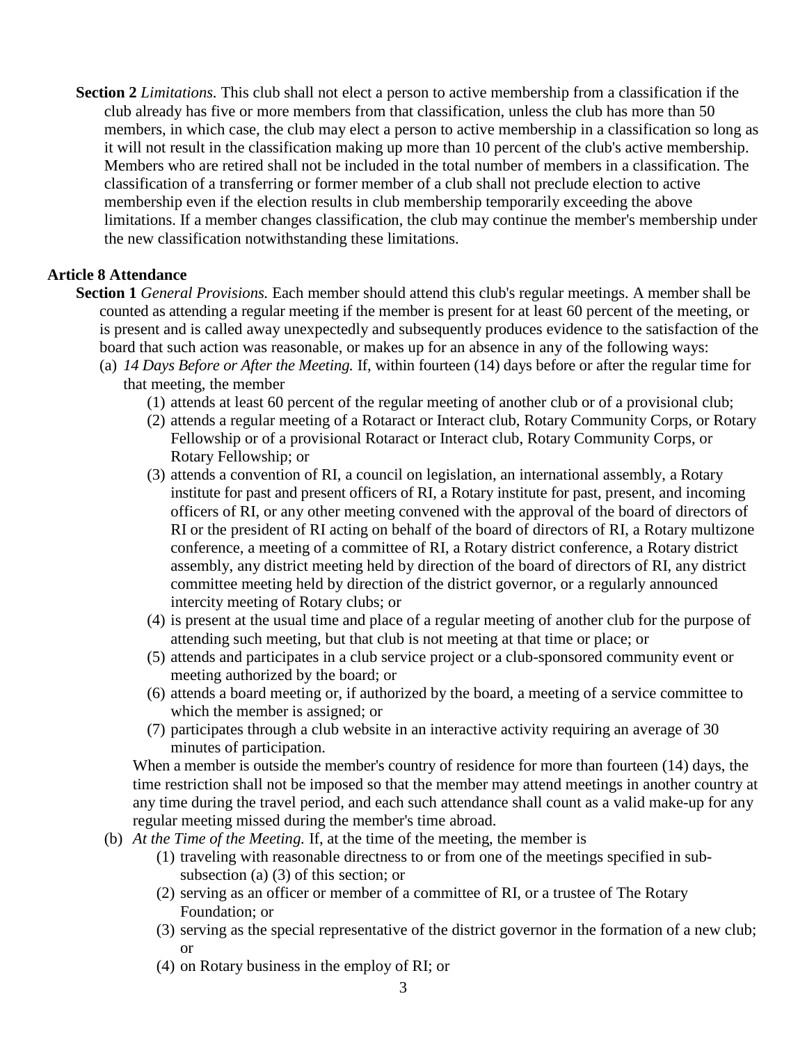**Section 2** *Limitations.* This club shall not elect a person to active membership from a classification if the club already has five or more members from that classification, unless the club has more than 50 members, in which case, the club may elect a person to active membership in a classification so long as it will not result in the classification making up more than 10 percent of the club's active membership. Members who are retired shall not be included in the total number of members in a classification. The classification of a transferring or former member of a club shall not preclude election to active membership even if the election results in club membership temporarily exceeding the above limitations. If a member changes classification, the club may continue the member's membership under the new classification notwithstanding these limitations.

## Article 8 Attendance

**Section 1** *General Provisions.* Each member should attend this club's regular meetings. A member shall be counted as attending a regular meeting if the member is present for at least 60 percent of the meeting, or is present and is called away unexpectedly and subsequently produces evidence to the satisfaction of the board that such action was reasonable, or makes up for an absence in any of the following ways:

(a) *14 Days Before or After the Meeting.* If, within fourteen (14) days before or after the regular time for that meeting, the member

(1) attends at least 60 percent of the regular meeting of another club or of a provisional club;

(2) attends a regular meeting of a Rotaract or Interact club, Rotary Community Corps, or Rotary Fellowship or of a provisional Rotaract or Interact club, Rotary Community Corps, or Rotary Fellowship; or

(3) attends a convention of RI, a council on legislation, an international assembly, a Rotary institute for past and present officers of RI, a Rotary institute for past, present, and incoming officers of RI, or any other meeting convened with the approval of the board of directors of RI or the president of RI acting on behalf of the board of directors of RI, a Rotary multizone conference, a meeting of a committee of RI, a Rotary district conference, a Rotary district assembly, any district meeting held by direction of the board of directors of RI, any district committee meeting held by direction of the district governor, or a regularly announced intercity meeting of Rotary clubs; or

(4) is present at the usual time and place of a regular meeting of another club for the purpose of attending such meeting, but that club is not meeting at that time or place; or

(5) attends and participates in a club service project or a club-sponsored community event or meeting authorized by the board; or

(6) attends a board meeting or, if authorized by the board, a meeting of a service committee to which the member is assigned; or

(7) participates through a club website in an interactive activity requiring an average of 30 minutes of participation.

When a member is outside the member's country of residence for more than fourteen (14) days, the time restriction shall not be imposed so that the member may attend meetings in another country at any time during the travel period, and each such attendance shall count as a valid make-up for any regular meeting missed during the member's time abroad.

(b) *At the Time of the Meeting.* If, at the time of the meeting, the member is

(1) traveling with reasonable directness to or from one of the meetings specified in sub-subsection (a) (3) of this section; or

(2) serving as an officer or member of a committee of RI, or a trustee of The Rotary Foundation; or

(3) serving as the special representative of the district governor in the formation of a new club; or

(4) on Rotary business in the employ of RI; or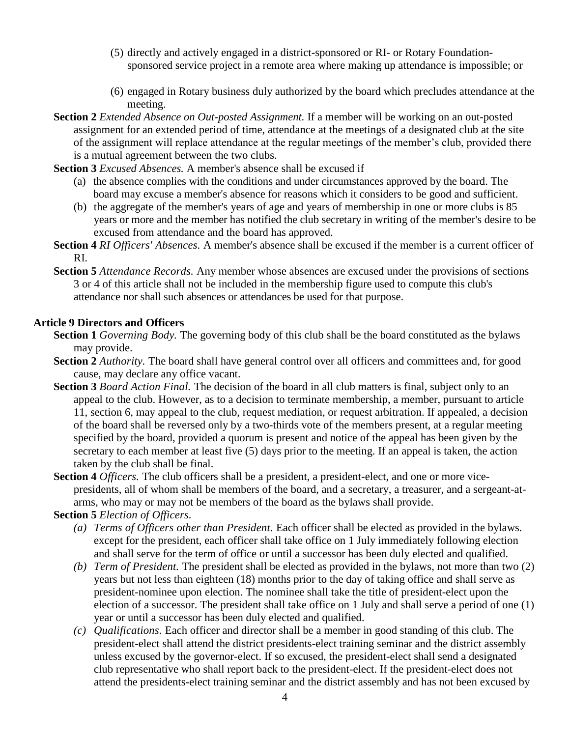(5) directly and actively engaged in a district-sponsored or RI- or Rotary Foundation-sponsored service project in a remote area where making up attendance is impossible; or

(6) engaged in Rotary business duly authorized by the board which precludes attendance at the meeting.

**Section 2** *Extended Absence on Out-posted Assignment.* If a member will be working on an out-posted assignment for an extended period of time, attendance at the meetings of a designated club at the site of the assignment will replace attendance at the regular meetings of the member's club, provided there is a mutual agreement between the two clubs.

**Section 3** *Excused Absences.* A member's absence shall be excused if

(a) the absence complies with the conditions and under circumstances approved by the board. The board may excuse a member's absence for reasons which it considers to be good and sufficient.

(b) the aggregate of the member's years of age and years of membership in one or more clubs is 85 years or more and the member has notified the club secretary in writing of the member's desire to be excused from attendance and the board has approved.

**Section 4** *RI Officers' Absences.* A member's absence shall be excused if the member is a current officer of RI.

**Section 5** *Attendance Records.* Any member whose absences are excused under the provisions of sections 3 or 4 of this article shall not be included in the membership figure used to compute this club's attendance nor shall such absences or attendances be used for that purpose.

## Article 9 Directors and Officers

**Section 1** *Governing Body.* The governing body of this club shall be the board constituted as the bylaws may provide.

**Section 2** *Authority.* The board shall have general control over all officers and committees and, for good cause, may declare any office vacant.

**Section 3** *Board Action Final.* The decision of the board in all club matters is final, subject only to an appeal to the club. However, as to a decision to terminate membership, a member, pursuant to article 11, section 6, may appeal to the club, request mediation, or request arbitration. If appealed, a decision of the board shall be reversed only by a two-thirds vote of the members present, at a regular meeting specified by the board, provided a quorum is present and notice of the appeal has been given by the secretary to each member at least five (5) days prior to the meeting. If an appeal is taken, the action taken by the club shall be final.

**Section 4** *Officers.* The club officers shall be a president, a president-elect, and one or more vice-presidents, all of whom shall be members of the board, and a secretary, a treasurer, and a sergeant-at-arms, who may or may not be members of the board as the bylaws shall provide.

**Section 5** *Election of Officers.*

*(a) Terms of Officers other than President.* Each officer shall be elected as provided in the bylaws. except for the president, each officer shall take office on 1 July immediately following election and shall serve for the term of office or until a successor has been duly elected and qualified.

*(b) Term of President.* The president shall be elected as provided in the bylaws, not more than two (2) years but not less than eighteen (18) months prior to the day of taking office and shall serve as president-nominee upon election. The nominee shall take the title of president-elect upon the election of a successor. The president shall take office on 1 July and shall serve a period of one (1) year or until a successor has been duly elected and qualified.

*(c) Qualifications.* Each officer and director shall be a member in good standing of this club. The president-elect shall attend the district presidents-elect training seminar and the district assembly unless excused by the governor-elect. If so excused, the president-elect shall send a designated club representative who shall report back to the president-elect. If the president-elect does not attend the presidents-elect training seminar and the district assembly and has not been excused by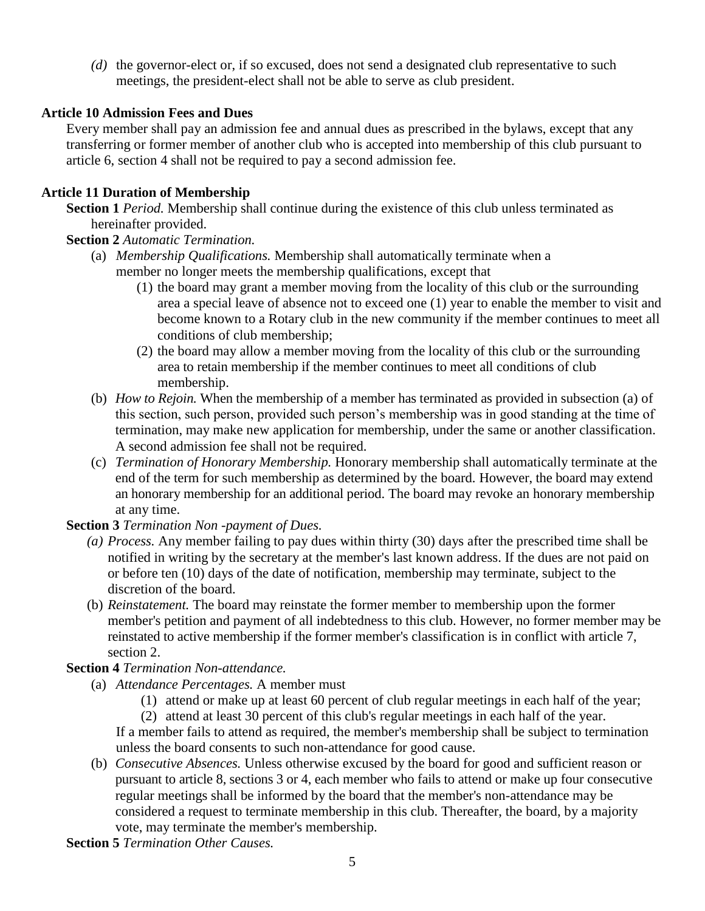*(d)* the governor-elect or, if so excused, does not send a designated club representative to such meetings, the president-elect shall not be able to serve as club president.

**Article 10 Admission Fees and Dues**

Every member shall pay an admission fee and annual dues as prescribed in the bylaws, except that any transferring or former member of another club who is accepted into membership of this club pursuant to article 6, section 4 shall not be required to pay a second admission fee.

**Article 11 Duration of Membership**

**Section 1** *Period.* Membership shall continue during the existence of this club unless terminated as hereinafter provided.

**Section 2** *Automatic Termination.*

(a) *Membership Qualifications.* Membership shall automatically terminate when a member no longer meets the membership qualifications, except that

(1) the board may grant a member moving from the locality of this club or the surrounding area a special leave of absence not to exceed one (1) year to enable the member to visit and become known to a Rotary club in the new community if the member continues to meet all conditions of club membership;

(2) the board may allow a member moving from the locality of this club or the surrounding area to retain membership if the member continues to meet all conditions of club membership.

(b) *How to Rejoin.* When the membership of a member has terminated as provided in subsection (a) of this section, such person, provided such person's membership was in good standing at the time of termination, may make new application for membership, under the same or another classification. A second admission fee shall not be required.

(c) *Termination of Honorary Membership.* Honorary membership shall automatically terminate at the end of the term for such membership as determined by the board. However, the board may extend an honorary membership for an additional period. The board may revoke an honorary membership at any time.

**Section 3** *Termination Non -payment of Dues.*

*(a) Process.* Any member failing to pay dues within thirty (30) days after the prescribed time shall be notified in writing by the secretary at the member's last known address. If the dues are not paid on or before ten (10) days of the date of notification, membership may terminate, subject to the discretion of the board.

(b) *Reinstatement.* The board may reinstate the former member to membership upon the former member's petition and payment of all indebtedness to this club. However, no former member may be reinstated to active membership if the former member's classification is in conflict with article 7, section 2.

**Section 4** *Termination Non-attendance.*

(a) *Attendance Percentages.* A member must

(1) attend or make up at least 60 percent of club regular meetings in each half of the year;

(2) attend at least 30 percent of this club's regular meetings in each half of the year.

If a member fails to attend as required, the member's membership shall be subject to termination unless the board consents to such non-attendance for good cause.

(b) *Consecutive Absences.* Unless otherwise excused by the board for good and sufficient reason or pursuant to article 8, sections 3 or 4, each member who fails to attend or make up four consecutive regular meetings shall be informed by the board that the member's non-attendance may be considered a request to terminate membership in this club. Thereafter, the board, by a majority vote, may terminate the member's membership.

**Section 5** *Termination Other Causes.*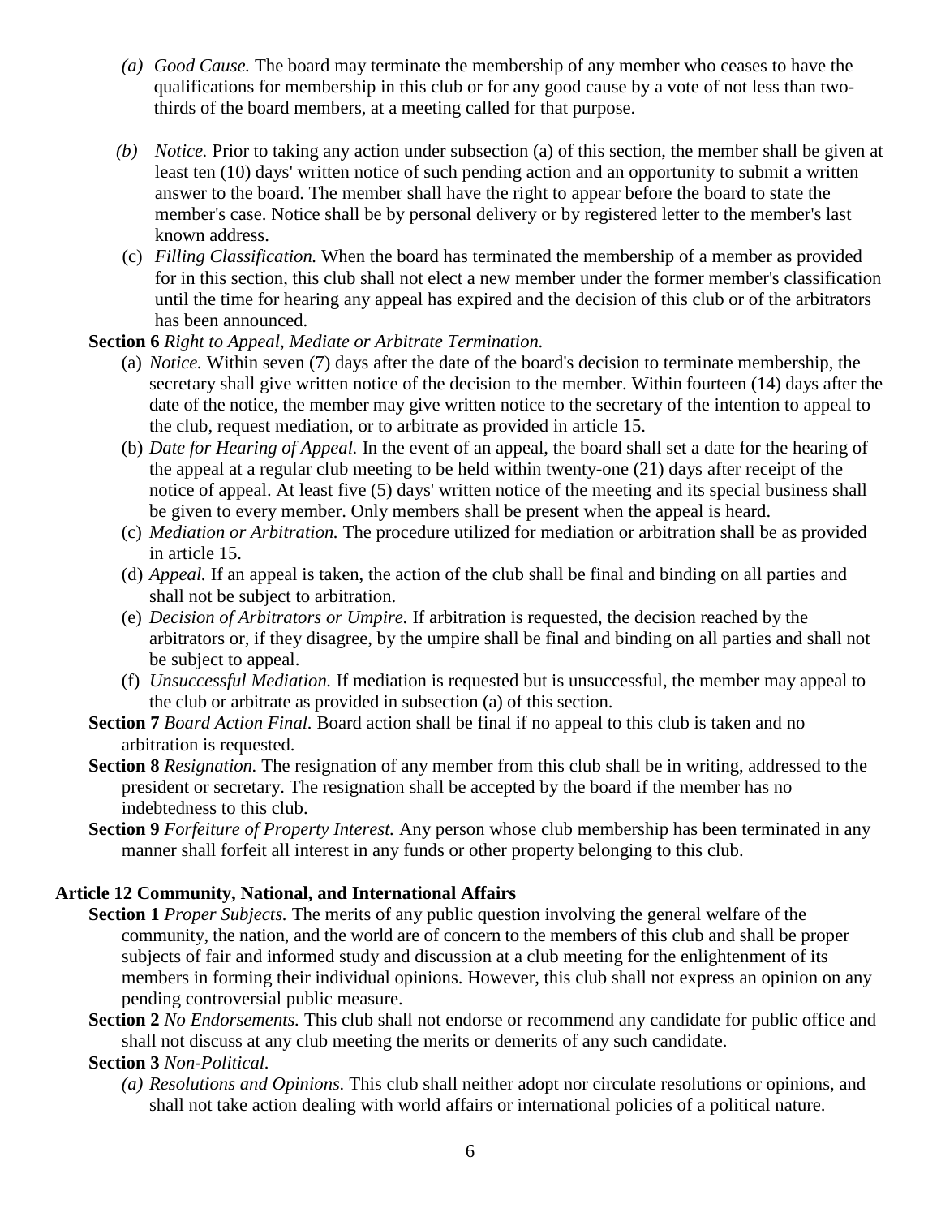(a) *Good Cause.* The board may terminate the membership of any member who ceases to have the qualifications for membership in this club or for any good cause by a vote of not less than two-thirds of the board members, at a meeting called for that purpose.

(b) *Notice.* Prior to taking any action under subsection (a) of this section, the member shall be given at least ten (10) days' written notice of such pending action and an opportunity to submit a written answer to the board. The member shall have the right to appear before the board to state the member's case. Notice shall be by personal delivery or by registered letter to the member's last known address.

(c) *Filling Classification.* When the board has terminated the membership of a member as provided for in this section, this club shall not elect a new member under the former member's classification until the time for hearing any appeal has expired and the decision of this club or of the arbitrators has been announced.

**Section 6** *Right to Appeal, Mediate or Arbitrate Termination.*

(a) *Notice.* Within seven (7) days after the date of the board's decision to terminate membership, the secretary shall give written notice of the decision to the member. Within fourteen (14) days after the date of the notice, the member may give written notice to the secretary of the intention to appeal to the club, request mediation, or to arbitrate as provided in article 15.

(b) *Date for Hearing of Appeal.* In the event of an appeal, the board shall set a date for the hearing of the appeal at a regular club meeting to be held within twenty-one (21) days after receipt of the notice of appeal. At least five (5) days' written notice of the meeting and its special business shall be given to every member. Only members shall be present when the appeal is heard.

(c) *Mediation or Arbitration.* The procedure utilized for mediation or arbitration shall be as provided in article 15.

(d) *Appeal.* If an appeal is taken, the action of the club shall be final and binding on all parties and shall not be subject to arbitration.

(e) *Decision of Arbitrators or Umpire.* If arbitration is requested, the decision reached by the arbitrators or, if they disagree, by the umpire shall be final and binding on all parties and shall not be subject to appeal.

(f) *Unsuccessful Mediation.* If mediation is requested but is unsuccessful, the member may appeal to the club or arbitrate as provided in subsection (a) of this section.

**Section 7** *Board Action Final.* Board action shall be final if no appeal to this club is taken and no arbitration is requested.

**Section 8** *Resignation.* The resignation of any member from this club shall be in writing, addressed to the president or secretary. The resignation shall be accepted by the board if the member has no indebtedness to this club.

**Section 9** *Forfeiture of Property Interest.* Any person whose club membership has been terminated in any manner shall forfeit all interest in any funds or other property belonging to this club.

## Article 12 Community, National, and International Affairs

**Section 1** *Proper Subjects.* The merits of any public question involving the general welfare of the community, the nation, and the world are of concern to the members of this club and shall be proper subjects of fair and informed study and discussion at a club meeting for the enlightenment of its members in forming their individual opinions. However, this club shall not express an opinion on any pending controversial public measure.

**Section 2** *No Endorsements.* This club shall not endorse or recommend any candidate for public office and shall not discuss at any club meeting the merits or demerits of any such candidate.

**Section 3** *Non-Political.*

(a) *Resolutions and Opinions.* This club shall neither adopt nor circulate resolutions or opinions, and shall not take action dealing with world affairs or international policies of a political nature.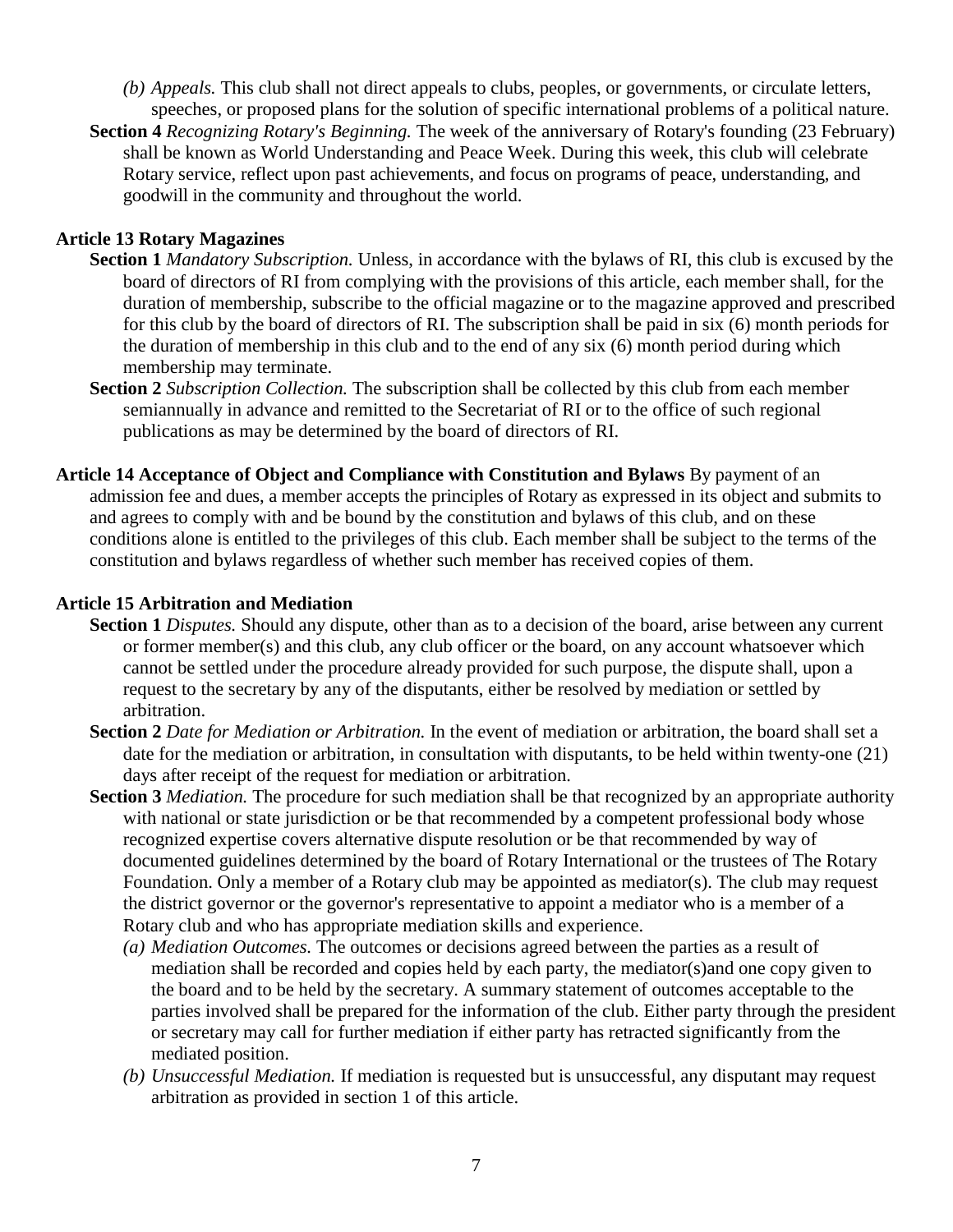*(b) Appeals.* This club shall not direct appeals to clubs, peoples, or governments, or circulate letters, speeches, or proposed plans for the solution of specific international problems of a political nature.

**Section 4** *Recognizing Rotary's Beginning.* The week of the anniversary of Rotary's founding (23 February) shall be known as World Understanding and Peace Week. During this week, this club will celebrate Rotary service, reflect upon past achievements, and focus on programs of peace, understanding, and goodwill in the community and throughout the world.

**Article 13 Rotary Magazines**

**Section 1** *Mandatory Subscription.* Unless, in accordance with the bylaws of RI, this club is excused by the board of directors of RI from complying with the provisions of this article, each member shall, for the duration of membership, subscribe to the official magazine or to the magazine approved and prescribed for this club by the board of directors of RI. The subscription shall be paid in six (6) month periods for the duration of membership in this club and to the end of any six (6) month period during which membership may terminate.

**Section 2** *Subscription Collection.* The subscription shall be collected by this club from each member semiannually in advance and remitted to the Secretariat of RI or to the office of such regional publications as may be determined by the board of directors of RI.

**Article 14 Acceptance of Object and Compliance with Constitution and Bylaws** By payment of an admission fee and dues, a member accepts the principles of Rotary as expressed in its object and submits to and agrees to comply with and be bound by the constitution and bylaws of this club, and on these conditions alone is entitled to the privileges of this club. Each member shall be subject to the terms of the constitution and bylaws regardless of whether such member has received copies of them.

**Article 15 Arbitration and Mediation**

**Section 1** *Disputes.* Should any dispute, other than as to a decision of the board, arise between any current or former member(s) and this club, any club officer or the board, on any account whatsoever which cannot be settled under the procedure already provided for such purpose, the dispute shall, upon a request to the secretary by any of the disputants, either be resolved by mediation or settled by arbitration.

**Section 2** *Date for Mediation or Arbitration.* In the event of mediation or arbitration, the board shall set a date for the mediation or arbitration, in consultation with disputants, to be held within twenty-one (21) days after receipt of the request for mediation or arbitration.

**Section 3** *Mediation.* The procedure for such mediation shall be that recognized by an appropriate authority with national or state jurisdiction or be that recommended by a competent professional body whose recognized expertise covers alternative dispute resolution or be that recommended by way of documented guidelines determined by the board of Rotary International or the trustees of The Rotary Foundation. Only a member of a Rotary club may be appointed as mediator(s). The club may request the district governor or the governor's representative to appoint a mediator who is a member of a Rotary club and who has appropriate mediation skills and experience.

*(a) Mediation Outcomes.* The outcomes or decisions agreed between the parties as a result of mediation shall be recorded and copies held by each party, the mediator(s)and one copy given to the board and to be held by the secretary. A summary statement of outcomes acceptable to the parties involved shall be prepared for the information of the club. Either party through the president or secretary may call for further mediation if either party has retracted significantly from the mediated position.

*(b) Unsuccessful Mediation.* If mediation is requested but is unsuccessful, any disputant may request arbitration as provided in section 1 of this article.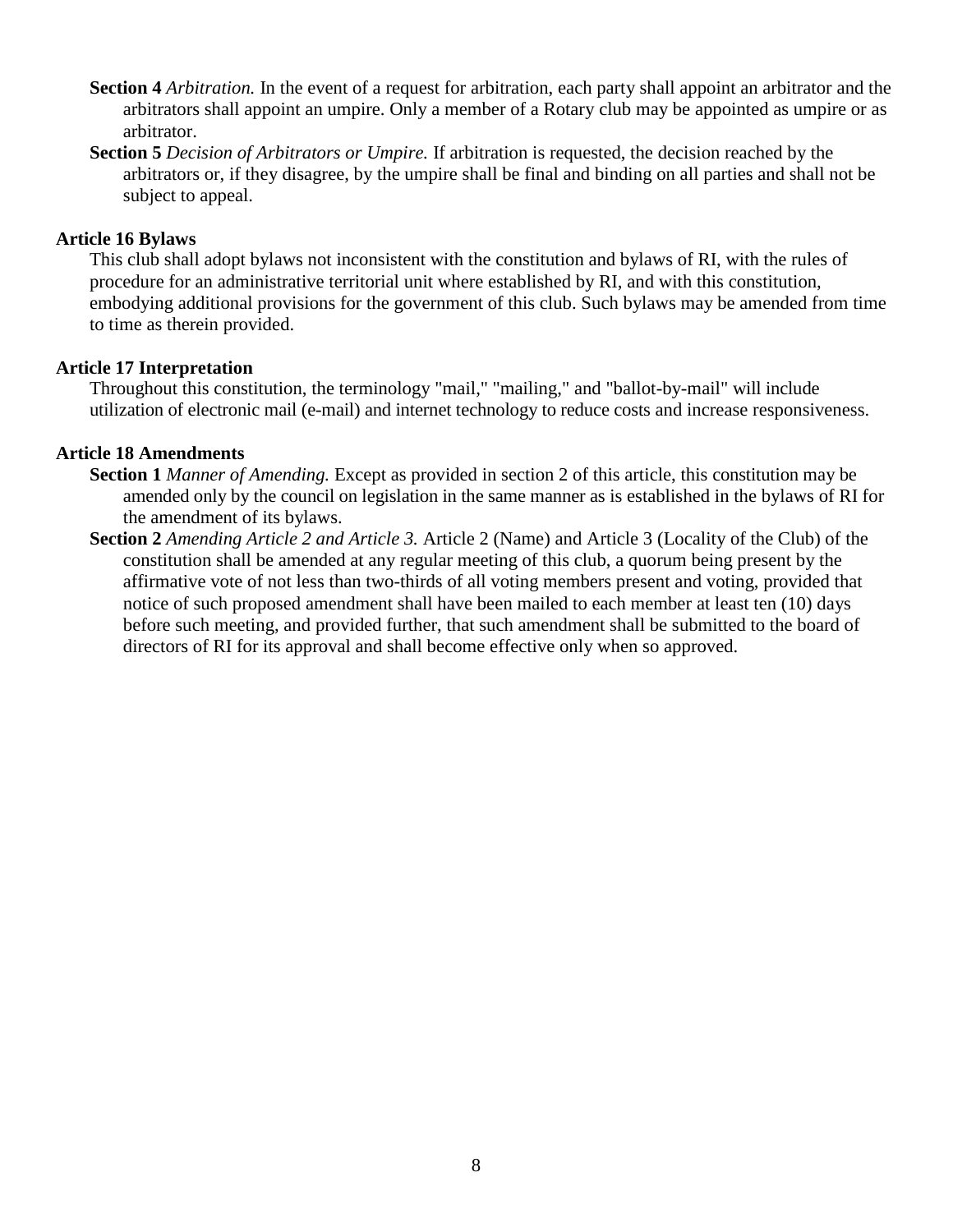**Section 4** *Arbitration.* In the event of a request for arbitration, each party shall appoint an arbitrator and the arbitrators shall appoint an umpire. Only a member of a Rotary club may be appointed as umpire or as arbitrator.

**Section 5** *Decision of Arbitrators or Umpire.* If arbitration is requested, the decision reached by the arbitrators or, if they disagree, by the umpire shall be final and binding on all parties and shall not be subject to appeal.

**Article 16 Bylaws**

This club shall adopt bylaws not inconsistent with the constitution and bylaws of RI, with the rules of procedure for an administrative territorial unit where established by RI, and with this constitution, embodying additional provisions for the government of this club. Such bylaws may be amended from time to time as therein provided.

**Article 17 Interpretation**

Throughout this constitution, the terminology "mail," "mailing," and "ballot-by-mail" will include utilization of electronic mail (e-mail) and internet technology to reduce costs and increase responsiveness.

**Article 18 Amendments**

**Section 1** *Manner of Amending.* Except as provided in section 2 of this article, this constitution may be amended only by the council on legislation in the same manner as is established in the bylaws of RI for the amendment of its bylaws.

**Section 2** *Amending Article 2 and Article 3.* Article 2 (Name) and Article 3 (Locality of the Club) of the constitution shall be amended at any regular meeting of this club, a quorum being present by the affirmative vote of not less than two-thirds of all voting members present and voting, provided that notice of such proposed amendment shall have been mailed to each member at least ten (10) days before such meeting, and provided further, that such amendment shall be submitted to the board of directors of RI for its approval and shall become effective only when so approved.